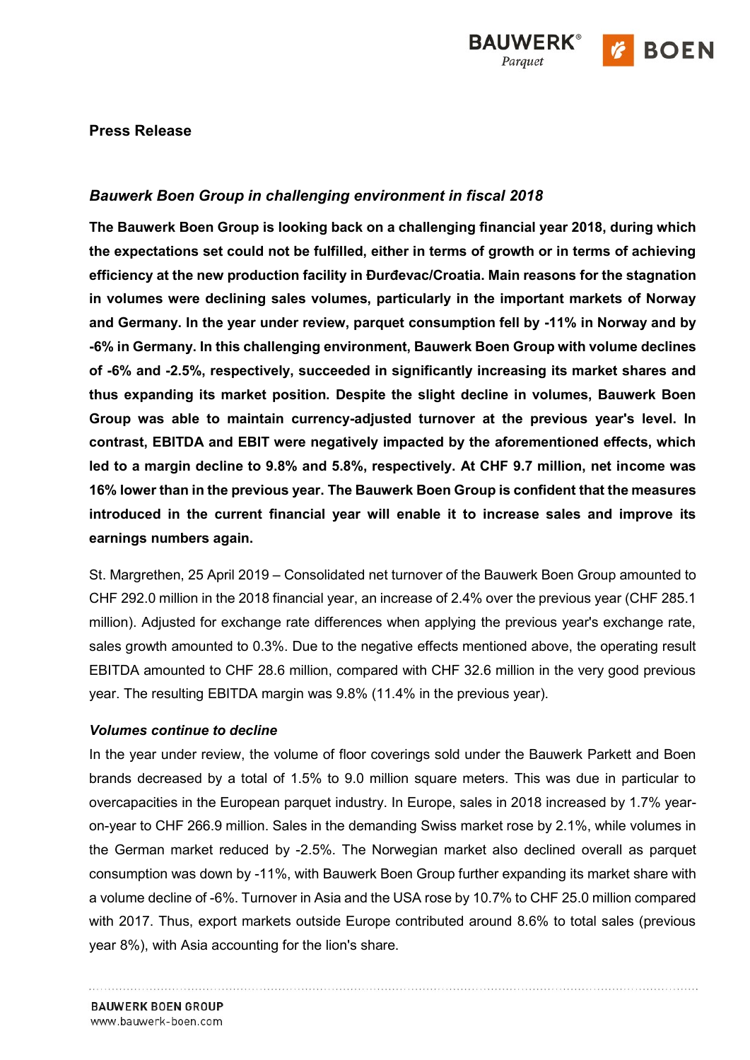**Press Release**

## *Bauwerk Boen Group in challenging environment in fiscal 2018*

**The Bauwerk Boen Group is looking back on a challenging financial year 2018, during which the expectations set could not be fulfilled, either in terms of growth or in terms of achieving efficiency at the new production facility in Đurđevac/Croatia. Main reasons for the stagnation in volumes were declining sales volumes, particularly in the important markets of Norway and Germany. In the year under review, parquet consumption fell by -11% in Norway and by -6% in Germany. In this challenging environment, Bauwerk Boen Group with volume declines of -6% and -2.5%, respectively, succeeded in significantly increasing its market shares and thus expanding its market position. Despite the slight decline in volumes, Bauwerk Boen Group was able to maintain currency-adjusted turnover at the previous year's level. In contrast, EBITDA and EBIT were negatively impacted by the aforementioned effects, which led to a margin decline to 9.8% and 5.8%, respectively. At CHF 9.7 million, net income was 16% lower than in the previous year. The Bauwerk Boen Group is confident that the measures introduced in the current financial year will enable it to increase sales and improve its earnings numbers again.**

St. Margrethen, 25 April 2019 – Consolidated net turnover of the Bauwerk Boen Group amounted to CHF 292.0 million in the 2018 financial year, an increase of 2.4% over the previous year (CHF 285.1 million). Adjusted for exchange rate differences when applying the previous year's exchange rate, sales growth amounted to 0.3%. Due to the negative effects mentioned above, the operating result EBITDA amounted to CHF 28.6 million, compared with CHF 32.6 million in the very good previous year. The resulting EBITDA margin was 9.8% (11.4% in the previous year).

### *Volumes continue to decline*

In the year under review, the volume of floor coverings sold under the Bauwerk Parkett and Boen brands decreased by a total of 1.5% to 9.0 million square meters. This was due in particular to overcapacities in the European parquet industry. In Europe, sales in 2018 increased by 1.7% year-on-year to CHF 266.9 million. Sales in the demanding Swiss market rose by 2.1%, while volumes in the German market reduced by -2.5%. The Norwegian market also declined overall as parquet consumption was down by -11%, with Bauwerk Boen Group further expanding its market share with a volume decline of -6%. Turnover in Asia and the USA rose by 10.7% to CHF 25.0 million compared with 2017. Thus, export markets outside Europe contributed around 8.6% to total sales (previous year 8%), with Asia accounting for the lion's share.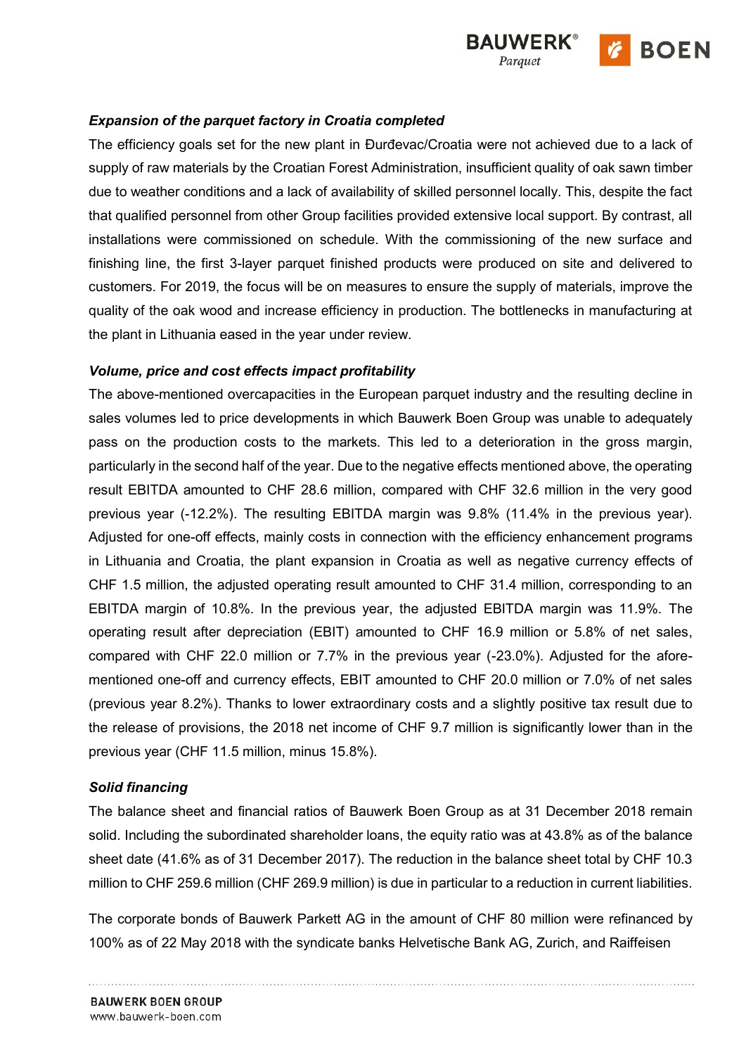### *Expansion of the parquet factory in Croatia completed*

The efficiency goals set for the new plant in Đurđevac/Croatia were not achieved due to a lack of supply of raw materials by the Croatian Forest Administration, insufficient quality of oak sawn timber due to weather conditions and a lack of availability of skilled personnel locally. This, despite the fact that qualified personnel from other Group facilities provided extensive local support. By contrast, all installations were commissioned on schedule. With the commissioning of the new surface and finishing line, the first 3-layer parquet finished products were produced on site and delivered to customers. For 2019, the focus will be on measures to ensure the supply of materials, improve the quality of the oak wood and increase efficiency in production. The bottlenecks in manufacturing at the plant in Lithuania eased in the year under review.

### *Volume, price and cost effects impact profitability*

The above-mentioned overcapacities in the European parquet industry and the resulting decline in sales volumes led to price developments in which Bauwerk Boen Group was unable to adequately pass on the production costs to the markets. This led to a deterioration in the gross margin, particularly in the second half of the year. Due to the negative effects mentioned above, the operating result EBITDA amounted to CHF 28.6 million, compared with CHF 32.6 million in the very good previous year (-12.2%). The resulting EBITDA margin was 9.8% (11.4% in the previous year). Adjusted for one-off effects, mainly costs in connection with the efficiency enhancement programs in Lithuania and Croatia, the plant expansion in Croatia as well as negative currency effects of CHF 1.5 million, the adjusted operating result amounted to CHF 31.4 million, corresponding to an EBITDA margin of 10.8%. In the previous year, the adjusted EBITDA margin was 11.9%. The operating result after depreciation (EBIT) amounted to CHF 16.9 million or 5.8% of net sales, compared with CHF 22.0 million or 7.7% in the previous year (-23.0%). Adjusted for the aforementioned one-off and currency effects, EBIT amounted to CHF 20.0 million or 7.0% of net sales (previous year 8.2%). Thanks to lower extraordinary costs and a slightly positive tax result due to the release of provisions, the 2018 net income of CHF 9.7 million is significantly lower than in the previous year (CHF 11.5 million, minus 15.8%).

### *Solid financing*

The balance sheet and financial ratios of Bauwerk Boen Group as at 31 December 2018 remain solid. Including the subordinated shareholder loans, the equity ratio was at 43.8% as of the balance sheet date (41.6% as of 31 December 2017). The reduction in the balance sheet total by CHF 10.3 million to CHF 259.6 million (CHF 269.9 million) is due in particular to a reduction in current liabilities.

The corporate bonds of Bauwerk Parkett AG in the amount of CHF 80 million were refinanced by 100% as of 22 May 2018 with the syndicate banks Helvetische Bank AG, Zurich, and Raiffeisen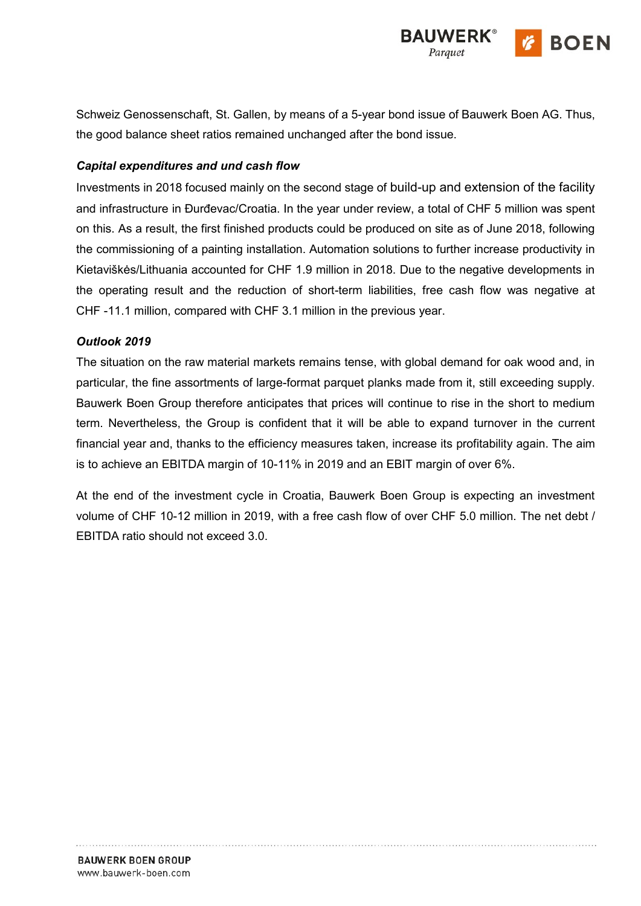Schweiz Genossenschaft, St. Gallen, by means of a 5-year bond issue of Bauwerk Boen AG. Thus, the good balance sheet ratios remained unchanged after the bond issue.

***Capital expenditures and und cash flow***

Investments in 2018 focused mainly on the second stage of build-up and extension of the facility and infrastructure in Đurđevac/Croatia. In the year under review, a total of CHF 5 million was spent on this. As a result, the first finished products could be produced on site as of June 2018, following the commissioning of a painting installation. Automation solutions to further increase productivity in Kietaviškės/Lithuania accounted for CHF 1.9 million in 2018. Due to the negative developments in the operating result and the reduction of short-term liabilities, free cash flow was negative at CHF -11.1 million, compared with CHF 3.1 million in the previous year.

***Outlook 2019***

The situation on the raw material markets remains tense, with global demand for oak wood and, in particular, the fine assortments of large-format parquet planks made from it, still exceeding supply. Bauwerk Boen Group therefore anticipates that prices will continue to rise in the short to medium term. Nevertheless, the Group is confident that it will be able to expand turnover in the current financial year and, thanks to the efficiency measures taken, increase its profitability again. The aim is to achieve an EBITDA margin of 10-11% in 2019 and an EBIT margin of over 6%.

At the end of the investment cycle in Croatia, Bauwerk Boen Group is expecting an investment volume of CHF 10-12 million in 2019, with a free cash flow of over CHF 5.0 million. The net debt / EBITDA ratio should not exceed 3.0.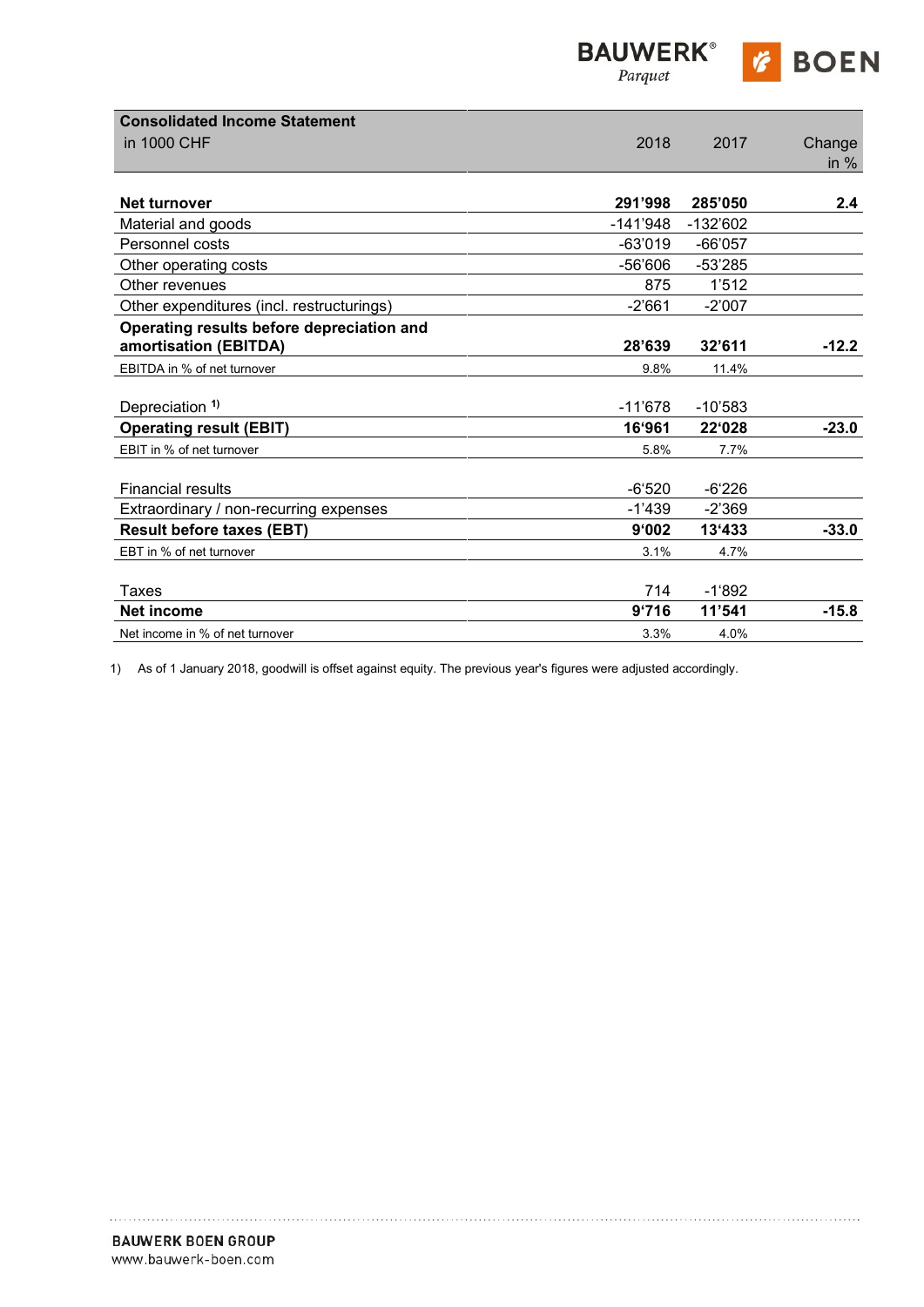| **Consolidated Income Statement** in 1000 CHF | 2018 | 2017 | Change in % |
|---|---|---|---|
| **Net turnover** | **291'998** | **285'050** | **2.4** |
| Material and goods | -141'948 | -132'602 | |
| Personnel costs | -63'019 | -66'057 | |
| Other operating costs | -56'606 | -53'285 | |
| Other revenues | 875 | 1'512 | |
| Other expenditures (incl. restructurings) | -2'661 | -2'007 | |
| **Operating results before depreciation and amortisation (EBITDA)** | **28'639** | **32'611** | **-12.2** |
| EBITDA in % of net turnover | 9.8% | 11.4% | |
| Depreciation [1)] | -11'678 | -10'583 | |
| **Operating result (EBIT)** | **16'961** | **22'028** | **-23.0** |
| EBIT in % of net turnover | 5.8% | 7.7% | |
| Financial results | -6'520 | -6'226 | |
| Extraordinary / non-recurring expenses | -1'439 | -2'369 | |
| **Result before taxes (EBT)** | **9'002** | **13'433** | **-33.0** |
| EBT in % of net turnover | 3.1% | 4.7% | |
| Taxes | 714 | -1'892 | |
| **Net income** | **9'716** | **11'541** | **-15.8** |
| Net income in % of net turnover | 3.3% | 4.0% | |

1) As of 1 January 2018, goodwill is offset against equity. The previous year's figures were adjusted accordingly.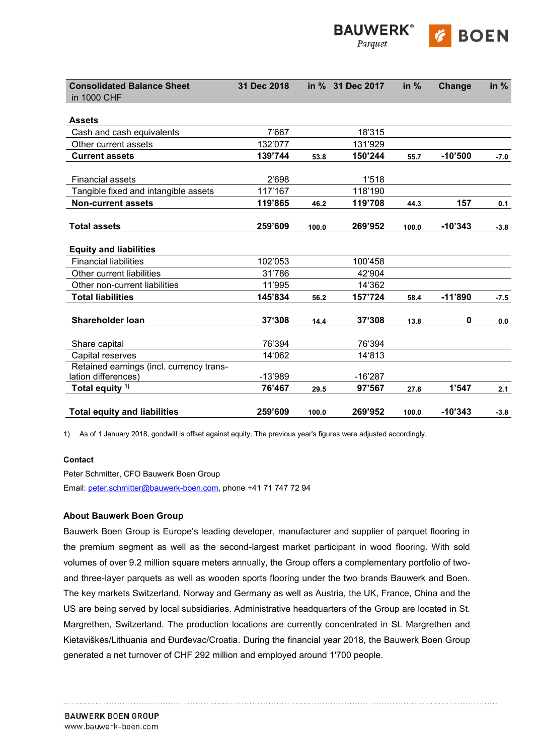| Consolidated Balance Sheet in 1000 CHF | 31 Dec 2018 | in % | 31 Dec 2017 | in % | Change | in % |
|---|---|---|---|---|---|---|
| **Assets** | | | | | | |
| Cash and cash equivalents | 7'667 | | 18'315 | | | |
| Other current assets | 132'077 | | 131'929 | | | |
| **Current assets** | **139'744** | 53.8 | **150'244** | 55.7 | **-10'500** | -7.0 |
| Financial assets | 2'698 | | 1'518 | | | |
| Tangible fixed and intangible assets | 117'167 | | 118'190 | | | |
| **Non-current assets** | **119'865** | 46.2 | **119'708** | 44.3 | **157** | 0.1 |
| **Total assets** | **259'609** | 100.0 | **269'952** | 100.0 | **-10'343** | -3.8 |
| **Equity and liabilities** | | | | | | |
| Financial liabilities | 102'053 | | 100'458 | | | |
| Other current liabilities | 31'786 | | 42'904 | | | |
| Other non-current liabilities | 11'995 | | 14'362 | | | |
| **Total liabilities** | **145'834** | 56.2 | **157'724** | 58.4 | **-11'890** | -7.5 |
| **Shareholder loan** | **37'308** | 14.4 | **37'308** | 13.8 | **0** | 0.0 |
| Share capital | 76'394 | | 76'394 | | | |
| Capital reserves | 14'062 | | 14'813 | | | |
| Retained earnings (incl. currency translation differences) | -13'989 | | -16'287 | | | |
| **Total equity** [1] | **76'467** | 29.5 | **97'567** | 27.8 | **1'547** | 2.1 |
| **Total equity and liabilities** | **259'609** | 100.0 | **269'952** | 100.0 | **-10'343** | -3.8 |

1) As of 1 January 2018, goodwill is offset against equity. The previous year's figures were adjusted accordingly.

**Contact**

Peter Schmitter, CFO Bauwerk Boen Group

Email: peter.schmitter@bauwerk-boen.com, phone +41 71 747 72 94

**About Bauwerk Boen Group**

Bauwerk Boen Group is Europe's leading developer, manufacturer and supplier of parquet flooring in the premium segment as well as the second-largest market participant in wood flooring. With sold volumes of over 9.2 million square meters annually, the Group offers a complementary portfolio of two- and three-layer parquets as well as wooden sports flooring under the two brands Bauwerk and Boen. The key markets Switzerland, Norway and Germany as well as Austria, the UK, France, China and the US are being served by local subsidiaries. Administrative headquarters of the Group are located in St. Margrethen, Switzerland. The production locations are currently concentrated in St. Margrethen and Kietaviškės/Lithuania and Đurđevac/Croatia. During the financial year 2018, the Bauwerk Boen Group generated a net turnover of CHF 292 million and employed around 1'700 people.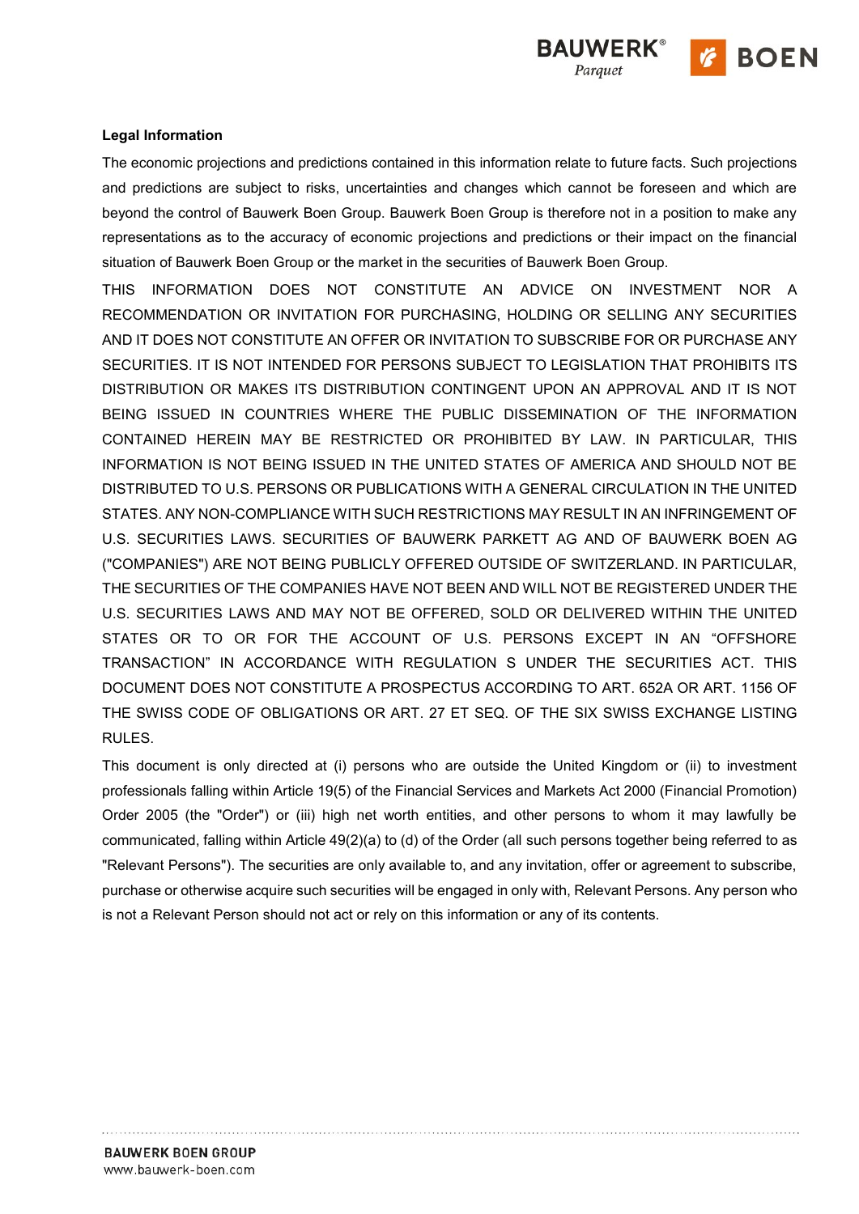**Legal Information**

The economic projections and predictions contained in this information relate to future facts. Such projections and predictions are subject to risks, uncertainties and changes which cannot be foreseen and which are beyond the control of Bauwerk Boen Group. Bauwerk Boen Group is therefore not in a position to make any representations as to the accuracy of economic projections and predictions or their impact on the financial situation of Bauwerk Boen Group or the market in the securities of Bauwerk Boen Group.

THIS INFORMATION DOES NOT CONSTITUTE AN ADVICE ON INVESTMENT NOR A RECOMMENDATION OR INVITATION FOR PURCHASING, HOLDING OR SELLING ANY SECURITIES AND IT DOES NOT CONSTITUTE AN OFFER OR INVITATION TO SUBSCRIBE FOR OR PURCHASE ANY SECURITIES. IT IS NOT INTENDED FOR PERSONS SUBJECT TO LEGISLATION THAT PROHIBITS ITS DISTRIBUTION OR MAKES ITS DISTRIBUTION CONTINGENT UPON AN APPROVAL AND IT IS NOT BEING ISSUED IN COUNTRIES WHERE THE PUBLIC DISSEMINATION OF THE INFORMATION CONTAINED HEREIN MAY BE RESTRICTED OR PROHIBITED BY LAW. IN PARTICULAR, THIS INFORMATION IS NOT BEING ISSUED IN THE UNITED STATES OF AMERICA AND SHOULD NOT BE DISTRIBUTED TO U.S. PERSONS OR PUBLICATIONS WITH A GENERAL CIRCULATION IN THE UNITED STATES. ANY NON-COMPLIANCE WITH SUCH RESTRICTIONS MAY RESULT IN AN INFRINGEMENT OF U.S. SECURITIES LAWS. SECURITIES OF BAUWERK PARKETT AG AND OF BAUWERK BOEN AG ("COMPANIES") ARE NOT BEING PUBLICLY OFFERED OUTSIDE OF SWITZERLAND. IN PARTICULAR, THE SECURITIES OF THE COMPANIES HAVE NOT BEEN AND WILL NOT BE REGISTERED UNDER THE U.S. SECURITIES LAWS AND MAY NOT BE OFFERED, SOLD OR DELIVERED WITHIN THE UNITED STATES OR TO OR FOR THE ACCOUNT OF U.S. PERSONS EXCEPT IN AN "OFFSHORE TRANSACTION" IN ACCORDANCE WITH REGULATION S UNDER THE SECURITIES ACT. THIS DOCUMENT DOES NOT CONSTITUTE A PROSPECTUS ACCORDING TO ART. 652A OR ART. 1156 OF THE SWISS CODE OF OBLIGATIONS OR ART. 27 ET SEQ. OF THE SIX SWISS EXCHANGE LISTING RULES.

This document is only directed at (i) persons who are outside the United Kingdom or (ii) to investment professionals falling within Article 19(5) of the Financial Services and Markets Act 2000 (Financial Promotion) Order 2005 (the "Order") or (iii) high net worth entities, and other persons to whom it may lawfully be communicated, falling within Article 49(2)(a) to (d) of the Order (all such persons together being referred to as "Relevant Persons"). The securities are only available to, and any invitation, offer or agreement to subscribe, purchase or otherwise acquire such securities will be engaged in only with, Relevant Persons. Any person who is not a Relevant Person should not act or rely on this information or any of its contents.